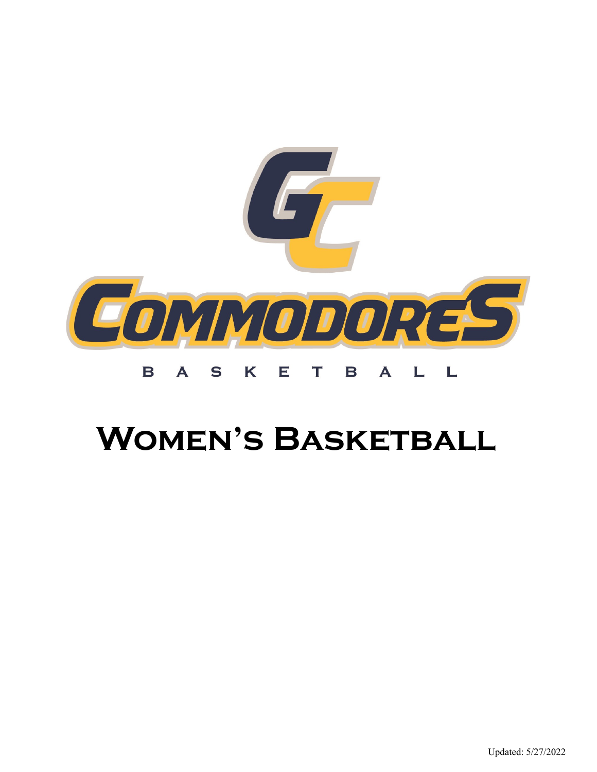GC

COMMODORES

BASKETBALL

# Women's Basketball

Updated: 5/27/2022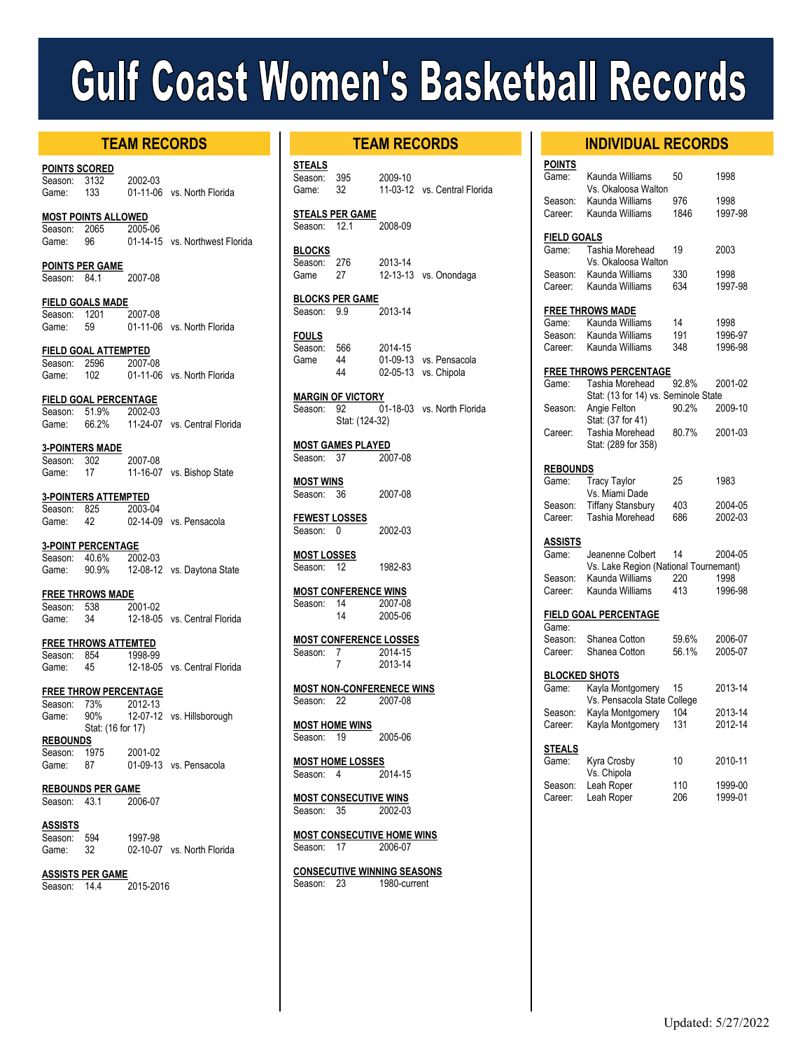# Gulf Coast Women's Basketball Records

## TEAM RECORDS

**POINTS SCORED**
Season: 3132 — 2002-03
Game: 133 — 01-11-06 vs. North Florida

**MOST POINTS ALLOWED**
Season: 2065 — 2005-06
Game: 96 — 01-14-15 vs. Northwest Florida

**POINTS PER GAME**
Season: 84.1 — 2007-08

**FIELD GOALS MADE**
Season: 1201 — 2007-08
Game: 59 — 01-11-06 vs. North Florida

**FIELD GOAL ATTEMPTED**
Season: 2596 — 2007-08
Game: 102 — 01-11-06 vs. North Florida

**FIELD GOAL PERCENTAGE**
Season: 51.9% — 2002-03
Game: 66.2% — 11-24-07 vs. Central Florida

**3-POINTERS MADE**
Season: 302 — 2007-08
Game: 17 — 11-16-07 vs. Bishop State

**3-POINTERS ATTEMPTED**
Season: 825 — 2003-04
Game: 42 — 02-14-09 vs. Pensacola

**3-POINT PERCENTAGE**
Season: 40.6% — 2002-03
Game: 90.9% — 12-08-12 vs. Daytona State

**FREE THROWS MADE**
Season: 538 — 2001-02
Game: 34 — 12-18-05 vs. Central Florida

**FREE THROWS ATTEMTED**
Season: 854 — 1998-99
Game: 45 — 12-18-05 vs. Central Florida

**FREE THROW PERCENTAGE**
Season: 73% — 2012-13
Game: 90% — 12-07-12 vs. Hillsborough
Stat: (16 for 17)

**REBOUNDS**
Season: 1975 — 2001-02
Game: 87 — 01-09-13 vs. Pensacola

**REBOUNDS PER GAME**
Season: 43.1 — 2006-07

**ASSISTS**
Season: 594 — 1997-98
Game: 32 — 02-10-07 vs. North Florida

**ASSISTS PER GAME**
Season: 14.4 — 2015-2016

## TEAM RECORDS

**STEALS**
Season: 395 — 2009-10
Game: 32 — 11-03-12 vs. Central Florida

**STEALS PER GAME**
Season: 12.1 — 2008-09

**BLOCKS**
Season: 276 — 2013-14
Game 27 — 12-13-13 vs. Onondaga

**BLOCKS PER GAME**
Season: 9.9 — 2013-14

**FOULS**
Season: 566 — 2014-15
Game 44 — 01-09-13 vs. Pensacola
44 — 02-05-13 vs. Chipola

**MARGIN OF VICTORY**
Season: 92 — 01-18-03 vs. North Florida
Stat: (124-32)

**MOST GAMES PLAYED**
Season: 37 — 2007-08

**MOST WINS**
Season: 36 — 2007-08

**FEWEST LOSSES**
Season: 0 — 2002-03

**MOST LOSSES**
Season: 12 — 1982-83

**MOST CONFERENCE WINS**
Season: 14 — 2007-08
14 — 2005-06

**MOST CONFERENCE LOSSES**
Season: 7 — 2014-15
7 — 2013-14

**MOST NON-CONFERENECE WINS**
Season: 22 — 2007-08

**MOST HOME WINS**
Season: 19 — 2005-06

**MOST HOME LOSSES**
Season: 4 — 2014-15

**MOST CONSECUTIVE WINS**
Season: 35 — 2002-03

**MOST CONSECUTIVE HOME WINS**
Season: 17 — 2006-07

**CONSECUTIVE WINNING SEASONS**
Season: 23 — 1980-current

## INDIVIDUAL RECORDS

**POINTS**
Game: Kaunda Williams — 50 — 1998
Vs. Okaloosa Walton
Season: Kaunda Williams — 976 — 1998
Career: Kaunda Williams — 1846 — 1997-98

**FIELD GOALS**
Game: Tashia Morehead — 19 — 2003
Vs. Okaloosa Walton
Season: Kaunda Williams — 330 — 1998
Career: Kaunda Williams — 634 — 1997-98

**FREE THROWS MADE**
Game: Kaunda Williams — 14 — 1998
Season: Kaunda Williams — 191 — 1996-97
Career: Kaunda Williams — 348 — 1996-98

**FREE THROWS PERCENTAGE**
Game: Tashia Morehead — 92.8% — 2001-02
Stat: (13 for 14) vs. Seminole State
Season: Angie Felton — 90.2% — 2009-10
Stat: (37 for 41)
Career: Tashia Morehead — 80.7% — 2001-03
Stat: (289 for 358)

**REBOUNDS**
Game: Tracy Taylor — 25 — 1983
Vs. Miami Dade
Season: Tiffany Stansbury — 403 — 2004-05
Career: Tashia Morehead — 686 — 2002-03

**ASSISTS**
Game: Jeanenne Colbert — 14 — 2004-05
Vs. Lake Region (National Tournemant)
Season: Kaunda Williams — 220 — 1998
Career: Kaunda Williams — 413 — 1996-98

**FIELD GOAL PERCENTAGE**
Game:
Season: Shanea Cotton — 59.6% — 2006-07
Career: Shanea Cotton — 56.1% — 2005-07

**BLOCKED SHOTS**
Game: Kayla Montgomery — 15 — 2013-14
Vs. Pensacola State College
Season: Kayla Montgomery — 104 — 2013-14
Career: Kayla Montgomery — 131 — 2012-14

**STEALS**
Game: Kyra Crosby — 10 — 2010-11
Vs. Chipola
Season: Leah Roper — 110 — 1999-00
Career: Leah Roper — 206 — 1999-01

Updated: 5/27/2022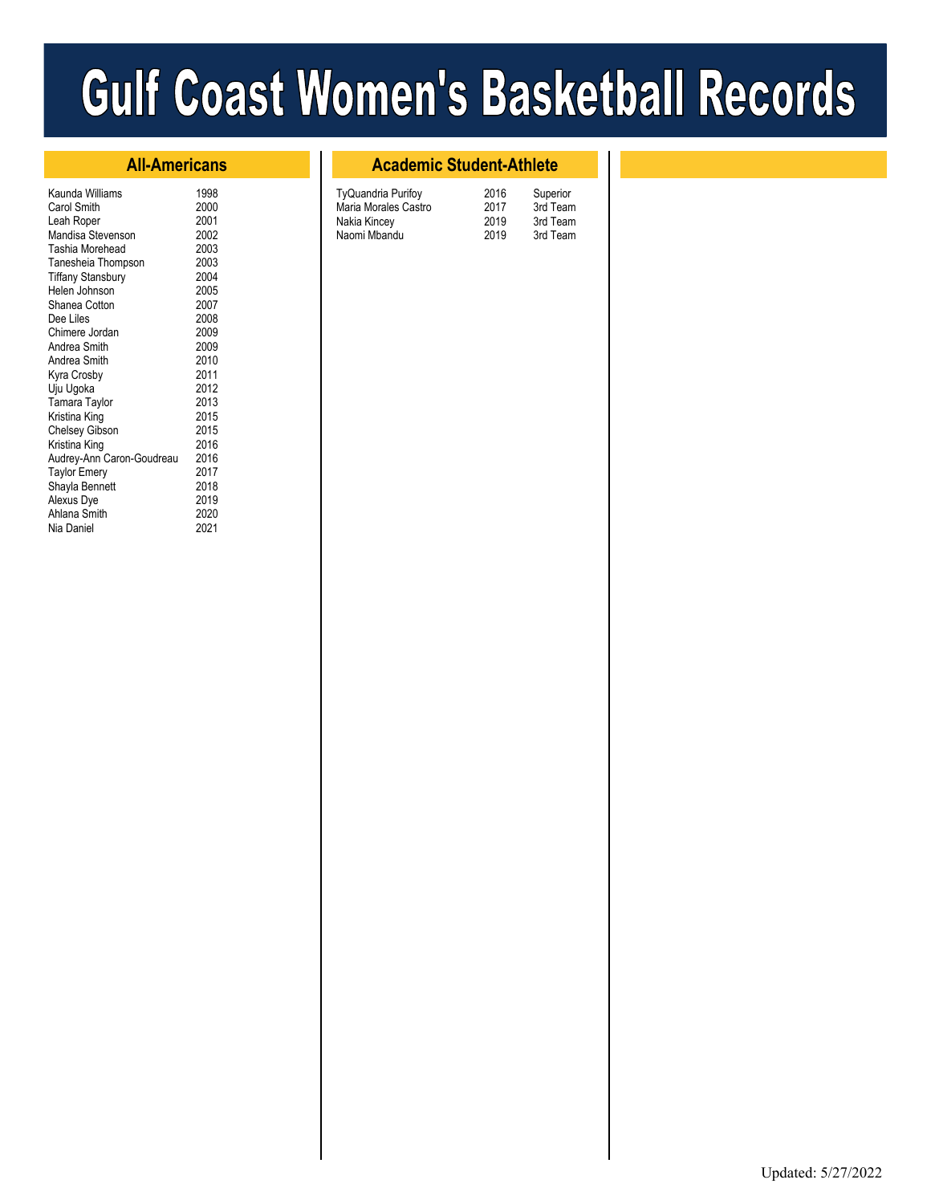# Gulf Coast Women's Basketball Records

## All-Americans

| Name | Year |
|---|---|
| Kaunda Williams | 1998 |
| Carol Smith | 2000 |
| Leah Roper | 2001 |
| Mandisa Stevenson | 2002 |
| Tashia Morehead | 2003 |
| Tanesheia Thompson | 2003 |
| Tiffany Stansbury | 2004 |
| Helen Johnson | 2005 |
| Shanea Cotton | 2007 |
| Dee Liles | 2008 |
| Chimere Jordan | 2009 |
| Andrea Smith | 2009 |
| Andrea Smith | 2010 |
| Kyra Crosby | 2011 |
| Uju Ugoka | 2012 |
| Tamara Taylor | 2013 |
| Kristina King | 2015 |
| Chelsey Gibson | 2015 |
| Kristina King | 2016 |
| Audrey-Ann Caron-Goudreau | 2016 |
| Taylor Emery | 2017 |
| Shayla Bennett | 2018 |
| Alexus Dye | 2019 |
| Ahlana Smith | 2020 |
| Nia Daniel | 2021 |

## Academic Student-Athlete

| Name | Year | Honor |
|---|---|---|
| TyQuandria Purifoy | 2016 | Superior |
| Maria Morales Castro | 2017 | 3rd Team |
| Nakia Kincey | 2019 | 3rd Team |
| Naomi Mbandu | 2019 | 3rd Team |

Updated: 5/27/2022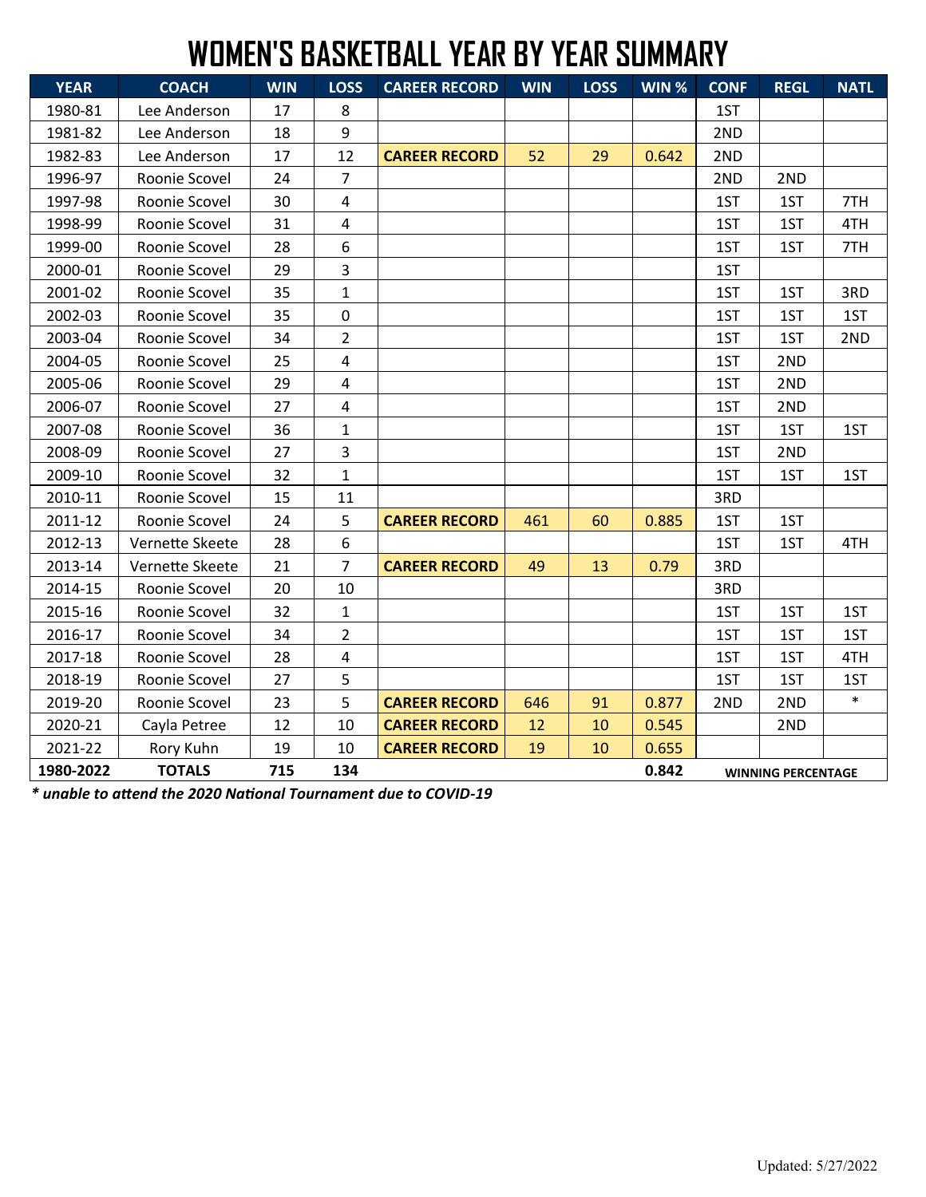# WOMEN'S BASKETBALL YEAR BY YEAR SUMMARY

| YEAR | COACH | WIN | LOSS | CAREER RECORD | WIN | LOSS | WIN % | CONF | REGL | NATL |
|---|---|---|---|---|---|---|---|---|---|---|
| 1980-81 | Lee Anderson | 17 | 8 | | | | | 1ST | | |
| 1981-82 | Lee Anderson | 18 | 9 | | | | | 2ND | | |
| 1982-83 | Lee Anderson | 17 | 12 | CAREER RECORD | 52 | 29 | 0.642 | 2ND | | |
| 1996-97 | Roonie Scovel | 24 | 7 | | | | | 2ND | 2ND | |
| 1997-98 | Roonie Scovel | 30 | 4 | | | | | 1ST | 1ST | 7TH |
| 1998-99 | Roonie Scovel | 31 | 4 | | | | | 1ST | 1ST | 4TH |
| 1999-00 | Roonie Scovel | 28 | 6 | | | | | 1ST | 1ST | 7TH |
| 2000-01 | Roonie Scovel | 29 | 3 | | | | | 1ST | | |
| 2001-02 | Roonie Scovel | 35 | 1 | | | | | 1ST | 1ST | 3RD |
| 2002-03 | Roonie Scovel | 35 | 0 | | | | | 1ST | 1ST | 1ST |
| 2003-04 | Roonie Scovel | 34 | 2 | | | | | 1ST | 1ST | 2ND |
| 2004-05 | Roonie Scovel | 25 | 4 | | | | | 1ST | 2ND | |
| 2005-06 | Roonie Scovel | 29 | 4 | | | | | 1ST | 2ND | |
| 2006-07 | Roonie Scovel | 27 | 4 | | | | | 1ST | 2ND | |
| 2007-08 | Roonie Scovel | 36 | 1 | | | | | 1ST | 1ST | 1ST |
| 2008-09 | Roonie Scovel | 27 | 3 | | | | | 1ST | 2ND | |
| 2009-10 | Roonie Scovel | 32 | 1 | | | | | 1ST | 1ST | 1ST |
| 2010-11 | Roonie Scovel | 15 | 11 | | | | | 3RD | | |
| 2011-12 | Roonie Scovel | 24 | 5 | CAREER RECORD | 461 | 60 | 0.885 | 1ST | 1ST | |
| 2012-13 | Vernette Skeete | 28 | 6 | | | | | 1ST | 1ST | 4TH |
| 2013-14 | Vernette Skeete | 21 | 7 | CAREER RECORD | 49 | 13 | 0.79 | 3RD | | |
| 2014-15 | Roonie Scovel | 20 | 10 | | | | | 3RD | | |
| 2015-16 | Roonie Scovel | 32 | 1 | | | | | 1ST | 1ST | 1ST |
| 2016-17 | Roonie Scovel | 34 | 2 | | | | | 1ST | 1ST | 1ST |
| 2017-18 | Roonie Scovel | 28 | 4 | | | | | 1ST | 1ST | 4TH |
| 2018-19 | Roonie Scovel | 27 | 5 | | | | | 1ST | 1ST | 1ST |
| 2019-20 | Roonie Scovel | 23 | 5 | CAREER RECORD | 646 | 91 | 0.877 | 2ND | 2ND | * |
| 2020-21 | Cayla Petree | 12 | 10 | CAREER RECORD | 12 | 10 | 0.545 | | 2ND | |
| 2021-22 | Rory Kuhn | 19 | 10 | CAREER RECORD | 19 | 10 | 0.655 | | | |
| **1980-2022** | **TOTALS** | **715** | **134** | | | | **0.842** | **WINNING PERCENTAGE** | | |

***** unable to attend the 2020 National Tournament due to COVID-19*

Updated: 5/27/2022